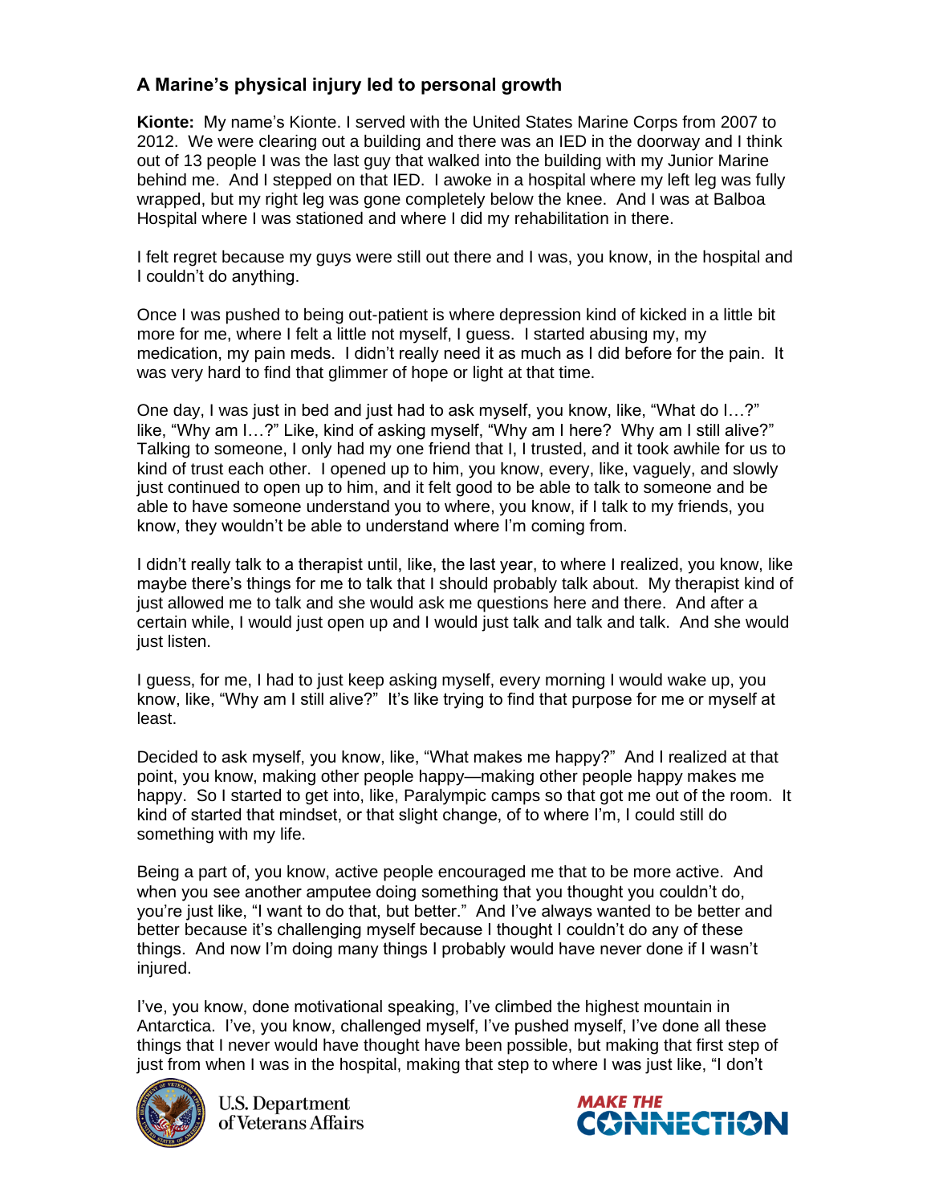## A Marine's physical injury led to personal growth

**Kionte:** My name's Kionte. I served with the United States Marine Corps from 2007 to 2012. We were clearing out a building and there was an IED in the doorway and I think out of 13 people I was the last guy that walked into the building with my Junior Marine behind me. And I stepped on that IED. I awoke in a hospital where my left leg was fully wrapped, but my right leg was gone completely below the knee. And I was at Balboa Hospital where I was stationed and where I did my rehabilitation in there.

I felt regret because my guys were still out there and I was, you know, in the hospital and I couldn't do anything.

Once I was pushed to being out-patient is where depression kind of kicked in a little bit more for me, where I felt a little not myself, I guess. I started abusing my, my medication, my pain meds. I didn't really need it as much as I did before for the pain. It was very hard to find that glimmer of hope or light at that time.

One day, I was just in bed and just had to ask myself, you know, like, "What do I…?" like, "Why am I…?" Like, kind of asking myself, "Why am I here? Why am I still alive?" Talking to someone, I only had my one friend that I, I trusted, and it took awhile for us to kind of trust each other. I opened up to him, you know, every, like, vaguely, and slowly just continued to open up to him, and it felt good to be able to talk to someone and be able to have someone understand you to where, you know, if I talk to my friends, you know, they wouldn't be able to understand where I'm coming from.

I didn't really talk to a therapist until, like, the last year, to where I realized, you know, like maybe there's things for me to talk that I should probably talk about. My therapist kind of just allowed me to talk and she would ask me questions here and there. And after a certain while, I would just open up and I would just talk and talk and talk. And she would just listen.

I guess, for me, I had to just keep asking myself, every morning I would wake up, you know, like, "Why am I still alive?" It's like trying to find that purpose for me or myself at least.

Decided to ask myself, you know, like, "What makes me happy?" And I realized at that point, you know, making other people happy—making other people happy makes me happy. So I started to get into, like, Paralympic camps so that got me out of the room. It kind of started that mindset, or that slight change, of to where I'm, I could still do something with my life.

Being a part of, you know, active people encouraged me that to be more active. And when you see another amputee doing something that you thought you couldn't do, you're just like, "I want to do that, but better." And I've always wanted to be better and better because it's challenging myself because I thought I couldn't do any of these things. And now I'm doing many things I probably would have never done if I wasn't injured.

I've, you know, done motivational speaking, I've climbed the highest mountain in Antarctica. I've, you know, challenged myself, I've pushed myself, I've done all these things that I never would have thought have been possible, but making that first step of just from when I was in the hospital, making that step to where I was just like, "I don't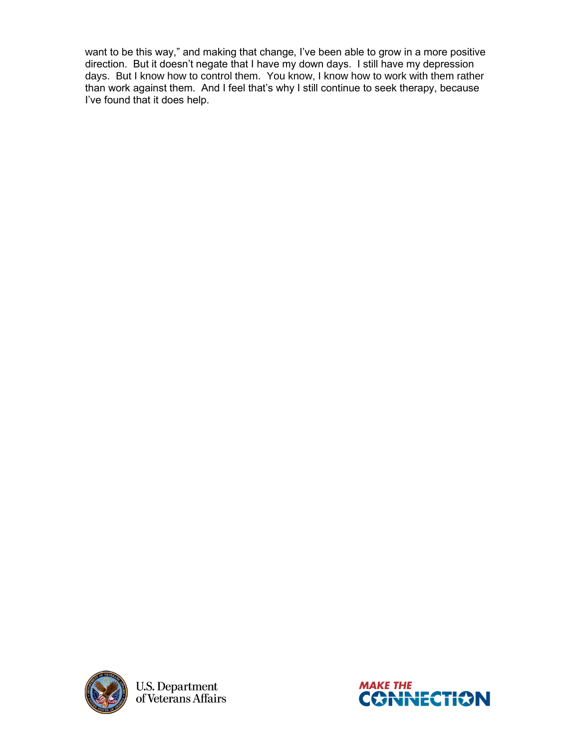want to be this way," and making that change, I've been able to grow in a more positive direction. But it doesn't negate that I have my down days. I still have my depression days. But I know how to control them. You know, I know how to work with them rather than work against them. And I feel that's why I still continue to seek therapy, because I've found that it does help.